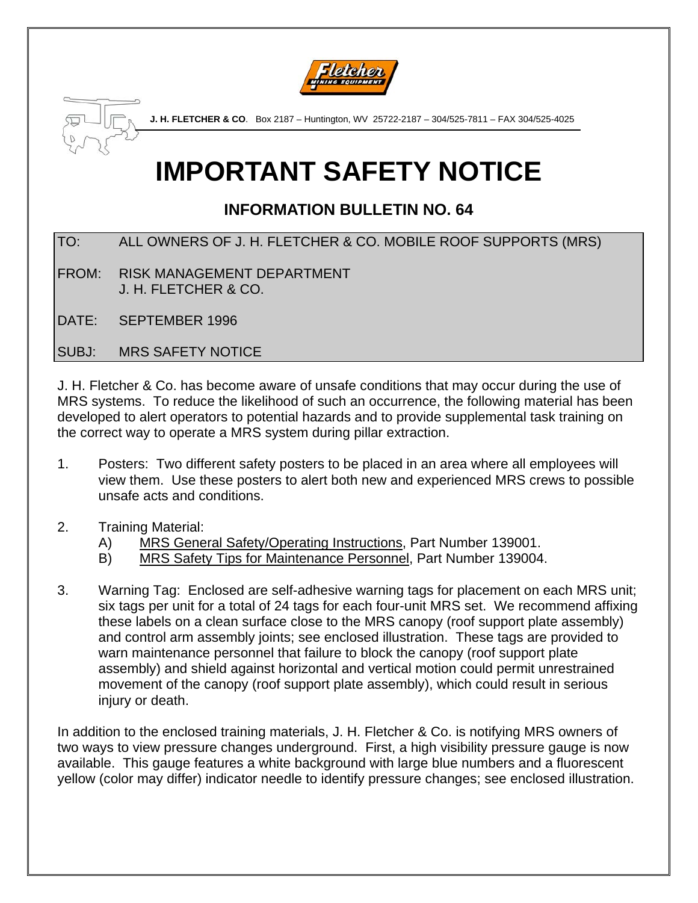**J. H. FLETCHER & CO**. Box 2187 – Huntington, WV 25722-2187 – 304/525-7811 – FAX 304/525-4025

# IMPORTANT SAFETY NOTICE

## INFORMATION BULLETIN NO. 64

| | |
|---|---|
| TO: | ALL OWNERS OF J. H. FLETCHER & CO. MOBILE ROOF SUPPORTS (MRS) |
| FROM: | RISK MANAGEMENT DEPARTMENT<br>J. H. FLETCHER & CO. |
| DATE: | SEPTEMBER 1996 |
| SUBJ: | MRS SAFETY NOTICE |

J. H. Fletcher & Co. has become aware of unsafe conditions that may occur during the use of MRS systems. To reduce the likelihood of such an occurrence, the following material has been developed to alert operators to potential hazards and to provide supplemental task training on the correct way to operate a MRS system during pillar extraction.

1. Posters: Two different safety posters to be placed in an area where all employees will view them. Use these posters to alert both new and experienced MRS crews to possible unsafe acts and conditions.

2. Training Material:
   A) MRS General Safety/Operating Instructions, Part Number 139001.
   B) MRS Safety Tips for Maintenance Personnel, Part Number 139004.

3. Warning Tag: Enclosed are self-adhesive warning tags for placement on each MRS unit; six tags per unit for a total of 24 tags for each four-unit MRS set. We recommend affixing these labels on a clean surface close to the MRS canopy (roof support plate assembly) and control arm assembly joints; see enclosed illustration. These tags are provided to warn maintenance personnel that failure to block the canopy (roof support plate assembly) and shield against horizontal and vertical motion could permit unrestrained movement of the canopy (roof support plate assembly), which could result in serious injury or death.

In addition to the enclosed training materials, J. H. Fletcher & Co. is notifying MRS owners of two ways to view pressure changes underground. First, a high visibility pressure gauge is now available. This gauge features a white background with large blue numbers and a fluorescent yellow (color may differ) indicator needle to identify pressure changes; see enclosed illustration.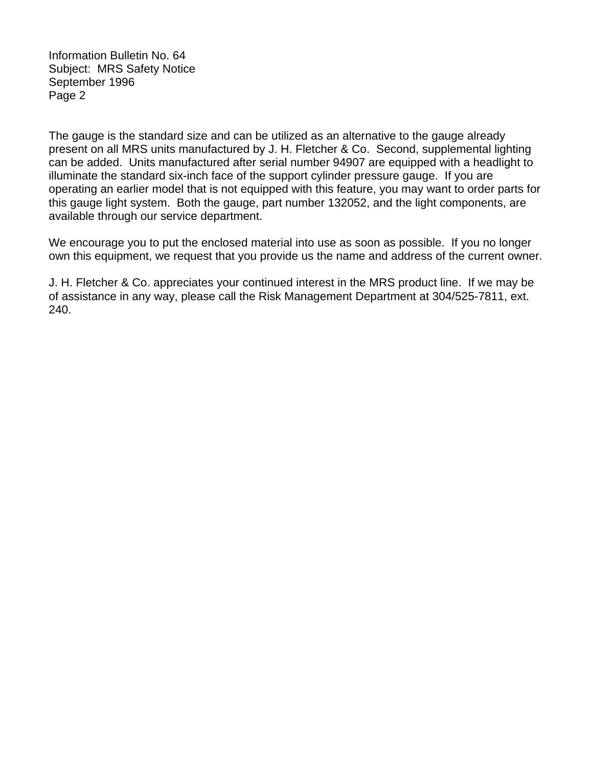The gauge is the standard size and can be utilized as an alternative to the gauge already present on all MRS units manufactured by J. H. Fletcher & Co. Second, supplemental lighting can be added. Units manufactured after serial number 94907 are equipped with a headlight to illuminate the standard six-inch face of the support cylinder pressure gauge. If you are operating an earlier model that is not equipped with this feature, you may want to order parts for this gauge light system. Both the gauge, part number 132052, and the light components, are available through our service department.

We encourage you to put the enclosed material into use as soon as possible. If you no longer own this equipment, we request that you provide us the name and address of the current owner.

J. H. Fletcher & Co. appreciates your continued interest in the MRS product line. If we may be of assistance in any way, please call the Risk Management Department at 304/525-7811, ext. 240.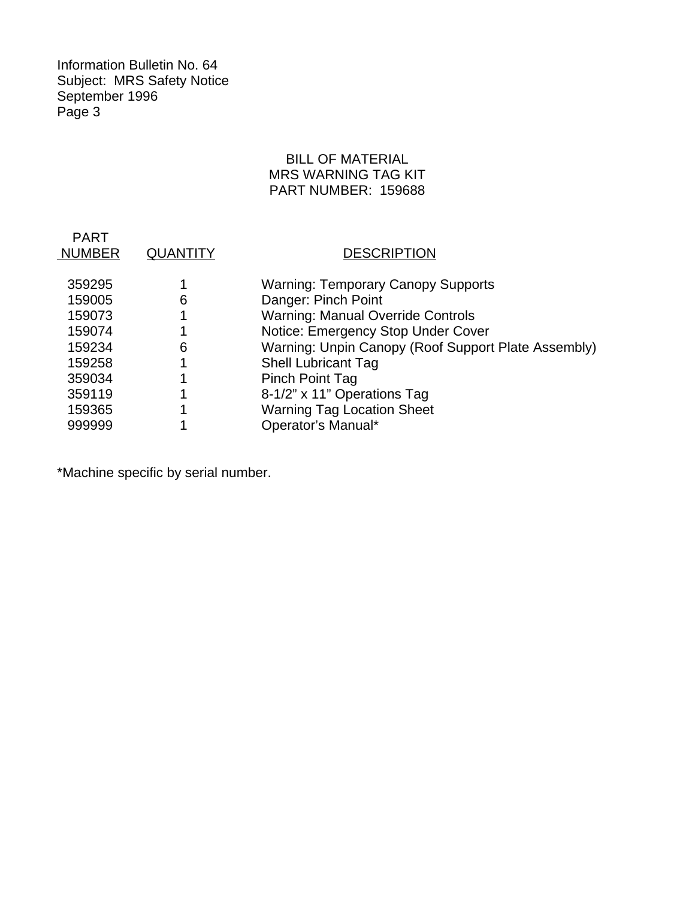Information Bulletin No. 64
Subject: MRS Safety Notice
September 1996
Page 3

## BILL OF MATERIAL
## MRS WARNING TAG KIT
## PART NUMBER: 159688

| PART NUMBER | QUANTITY | DESCRIPTION |
|---|---|---|
| 359295 | 1 | Warning: Temporary Canopy Supports |
| 159005 | 6 | Danger: Pinch Point |
| 159073 | 1 | Warning: Manual Override Controls |
| 159074 | 1 | Notice: Emergency Stop Under Cover |
| 159234 | 6 | Warning: Unpin Canopy (Roof Support Plate Assembly) |
| 159258 | 1 | Shell Lubricant Tag |
| 359034 | 1 | Pinch Point Tag |
| 359119 | 1 | 8-1/2" x 11" Operations Tag |
| 159365 | 1 | Warning Tag Location Sheet |
| 999999 | 1 | Operator's Manual* |

*Machine specific by serial number.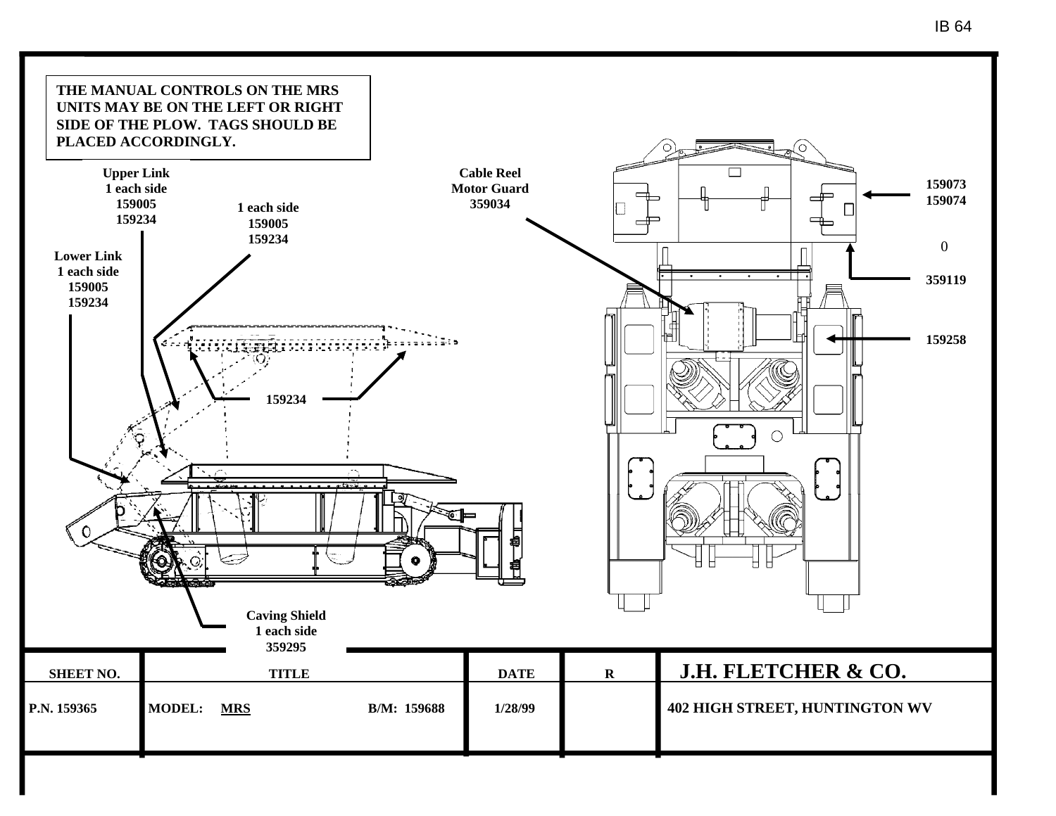**THE MANUAL CONTROLS ON THE MRS UNITS MAY BE ON THE LEFT OR RIGHT SIDE OF THE PLOW. TAGS SHOULD BE PLACED ACCORDINGLY.**

**Upper Link**
**1 each side**
**159005**
**159234**

**1 each side**
**159005**
**159234**

**Lower Link**
**1 each side**
**159005**
**159234**

**Cable Reel Motor Guard**
**359034**

**159073**
**159074**

0

**359119**

**159258**

**159234**

**Caving Shield**
**1 each side**
**359295**

| SHEET NO. | TITLE | | DATE | R | J.H. FLETCHER & CO. |
|---|---|---|---|---|---|
| P.N. 159365 | MODEL: MRS | B/M: 159688 | 1/28/99 | | 402 HIGH STREET, HUNTINGTON WV |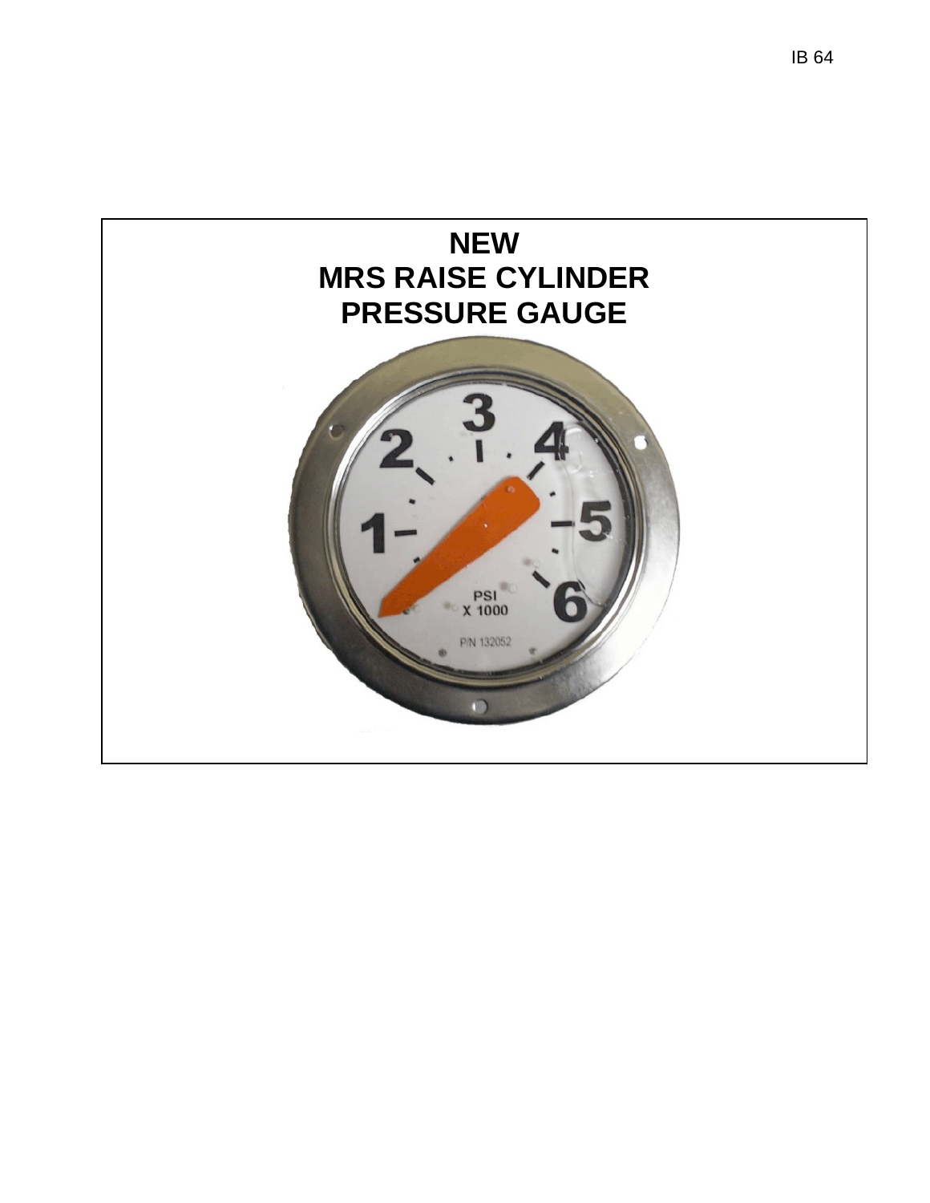**NEW**
**MRS RAISE CYLINDER**
**PRESSURE GAUGE**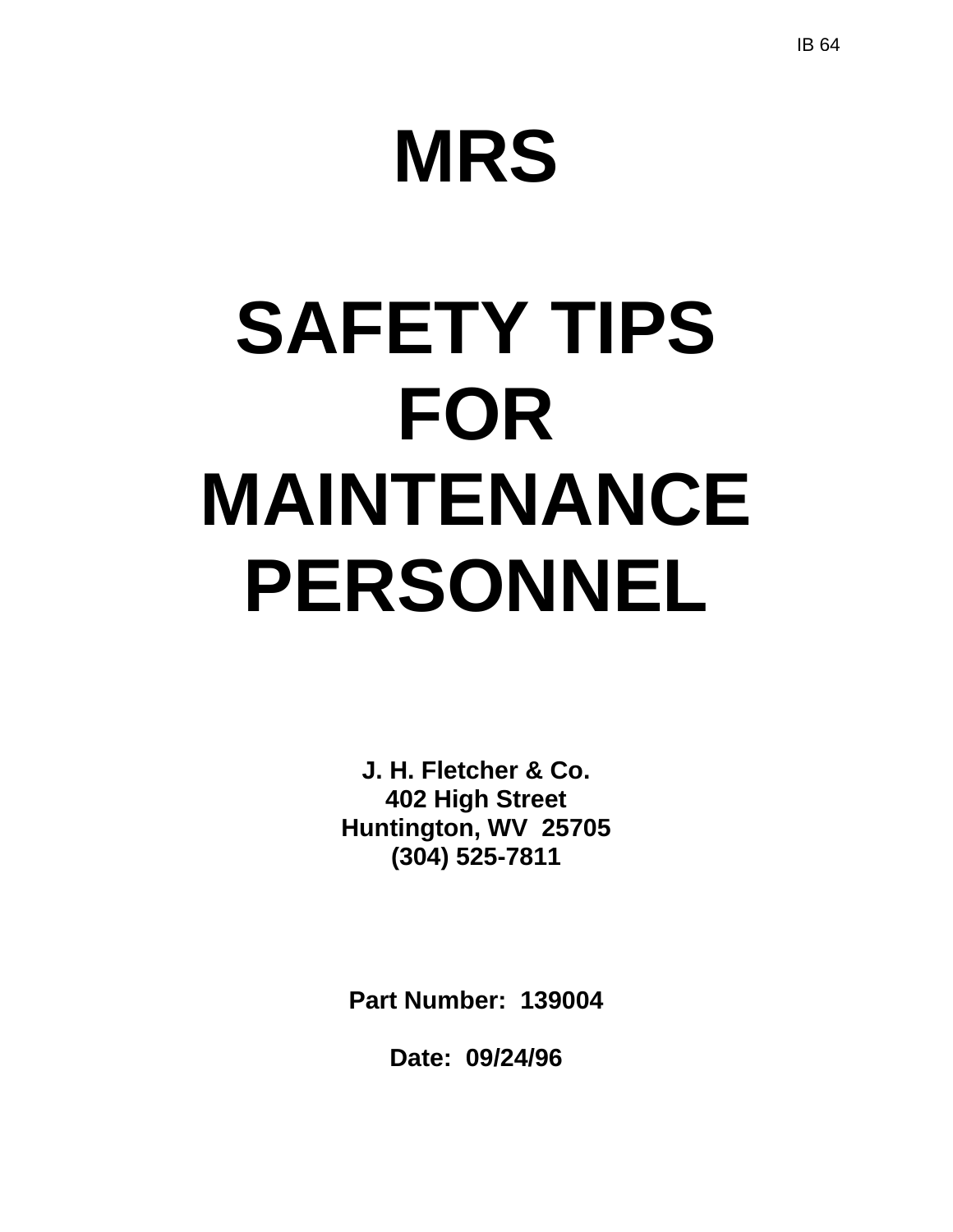IB 64

# MRS

# SAFETY TIPS FOR MAINTENANCE PERSONNEL

**J. H. Fletcher & Co.**
**402 High Street**
**Huntington, WV 25705**
**(304) 525-7811**

**Part Number: 139004**

**Date: 09/24/96**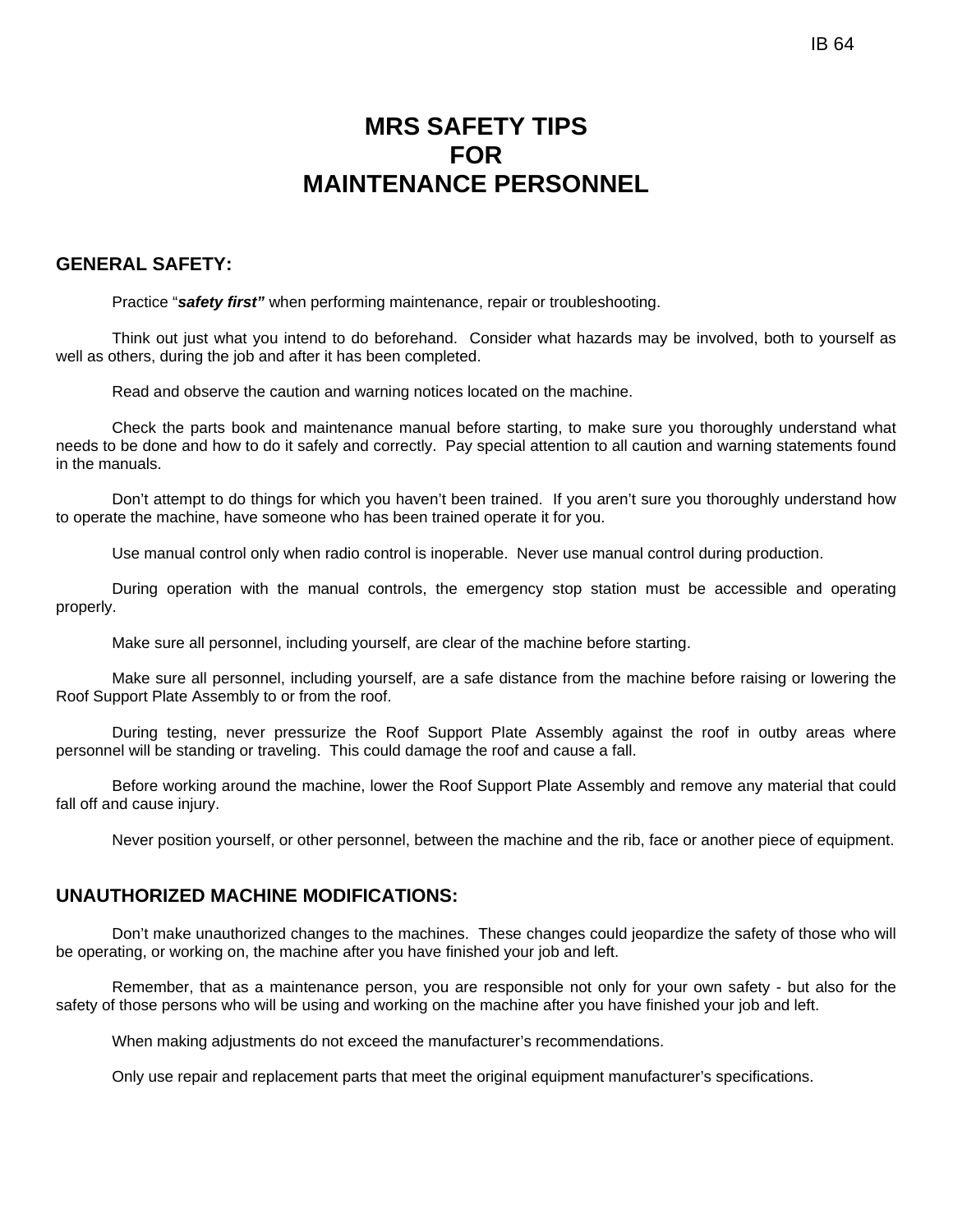# MRS SAFETY TIPS FOR MAINTENANCE PERSONNEL

## GENERAL SAFETY:

Practice “***safety first”*** when performing maintenance, repair or troubleshooting.

Think out just what you intend to do beforehand. Consider what hazards may be involved, both to yourself as well as others, during the job and after it has been completed.

Read and observe the caution and warning notices located on the machine.

Check the parts book and maintenance manual before starting, to make sure you thoroughly understand what needs to be done and how to do it safely and correctly. Pay special attention to all caution and warning statements found in the manuals.

Don’t attempt to do things for which you haven’t been trained. If you aren’t sure you thoroughly understand how to operate the machine, have someone who has been trained operate it for you.

Use manual control only when radio control is inoperable. Never use manual control during production.

During operation with the manual controls, the emergency stop station must be accessible and operating properly.

Make sure all personnel, including yourself, are clear of the machine before starting.

Make sure all personnel, including yourself, are a safe distance from the machine before raising or lowering the Roof Support Plate Assembly to or from the roof.

During testing, never pressurize the Roof Support Plate Assembly against the roof in outby areas where personnel will be standing or traveling. This could damage the roof and cause a fall.

Before working around the machine, lower the Roof Support Plate Assembly and remove any material that could fall off and cause injury.

Never position yourself, or other personnel, between the machine and the rib, face or another piece of equipment.

## UNAUTHORIZED MACHINE MODIFICATIONS:

Don’t make unauthorized changes to the machines. These changes could jeopardize the safety of those who will be operating, or working on, the machine after you have finished your job and left.

Remember, that as a maintenance person, you are responsible not only for your own safety - but also for the safety of those persons who will be using and working on the machine after you have finished your job and left.

When making adjustments do not exceed the manufacturer’s recommendations.

Only use repair and replacement parts that meet the original equipment manufacturer’s specifications.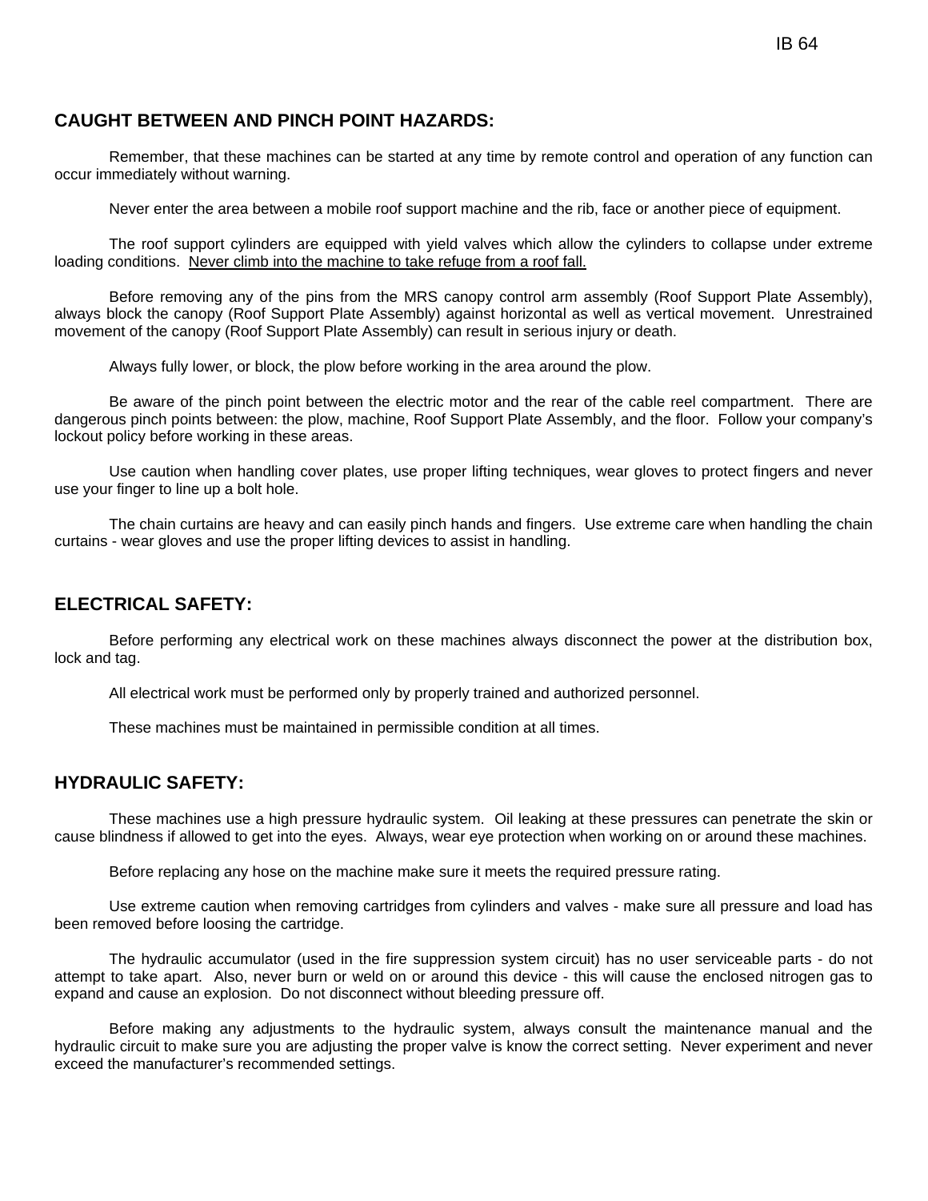## CAUGHT BETWEEN AND PINCH POINT HAZARDS:

Remember, that these machines can be started at any time by remote control and operation of any function can occur immediately without warning.

Never enter the area between a mobile roof support machine and the rib, face or another piece of equipment.

The roof support cylinders are equipped with yield valves which allow the cylinders to collapse under extreme loading conditions. <u>Never climb into the machine to take refuge from a roof fall.</u>

Before removing any of the pins from the MRS canopy control arm assembly (Roof Support Plate Assembly), always block the canopy (Roof Support Plate Assembly) against horizontal as well as vertical movement. Unrestrained movement of the canopy (Roof Support Plate Assembly) can result in serious injury or death.

Always fully lower, or block, the plow before working in the area around the plow.

Be aware of the pinch point between the electric motor and the rear of the cable reel compartment. There are dangerous pinch points between: the plow, machine, Roof Support Plate Assembly, and the floor. Follow your company's lockout policy before working in these areas.

Use caution when handling cover plates, use proper lifting techniques, wear gloves to protect fingers and never use your finger to line up a bolt hole.

The chain curtains are heavy and can easily pinch hands and fingers. Use extreme care when handling the chain curtains - wear gloves and use the proper lifting devices to assist in handling.

## ELECTRICAL SAFETY:

Before performing any electrical work on these machines always disconnect the power at the distribution box, lock and tag.

All electrical work must be performed only by properly trained and authorized personnel.

These machines must be maintained in permissible condition at all times.

## HYDRAULIC SAFETY:

These machines use a high pressure hydraulic system. Oil leaking at these pressures can penetrate the skin or cause blindness if allowed to get into the eyes. Always, wear eye protection when working on or around these machines.

Before replacing any hose on the machine make sure it meets the required pressure rating.

Use extreme caution when removing cartridges from cylinders and valves - make sure all pressure and load has been removed before loosing the cartridge.

The hydraulic accumulator (used in the fire suppression system circuit) has no user serviceable parts - do not attempt to take apart. Also, never burn or weld on or around this device - this will cause the enclosed nitrogen gas to expand and cause an explosion. Do not disconnect without bleeding pressure off.

Before making any adjustments to the hydraulic system, always consult the maintenance manual and the hydraulic circuit to make sure you are adjusting the proper valve is know the correct setting. Never experiment and never exceed the manufacturer's recommended settings.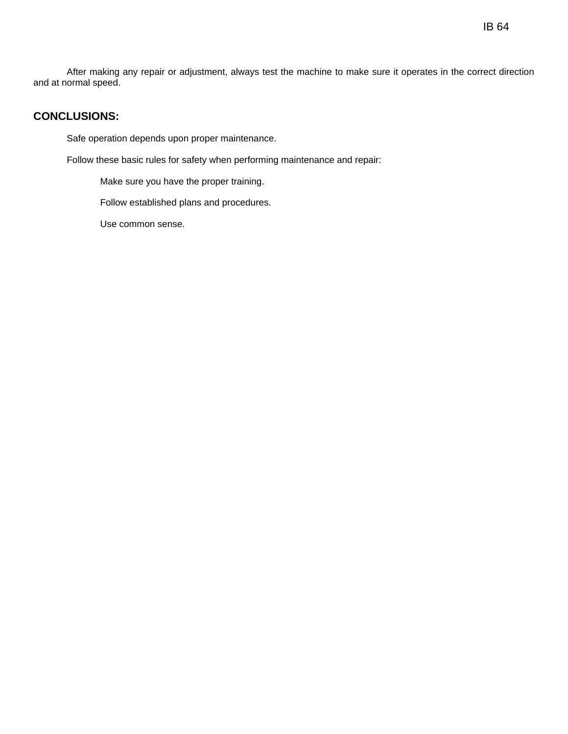After making any repair or adjustment, always test the machine to make sure it operates in the correct direction and at normal speed.

## CONCLUSIONS:

Safe operation depends upon proper maintenance.

Follow these basic rules for safety when performing maintenance and repair:

Make sure you have the proper training.

Follow established plans and procedures.

Use common sense.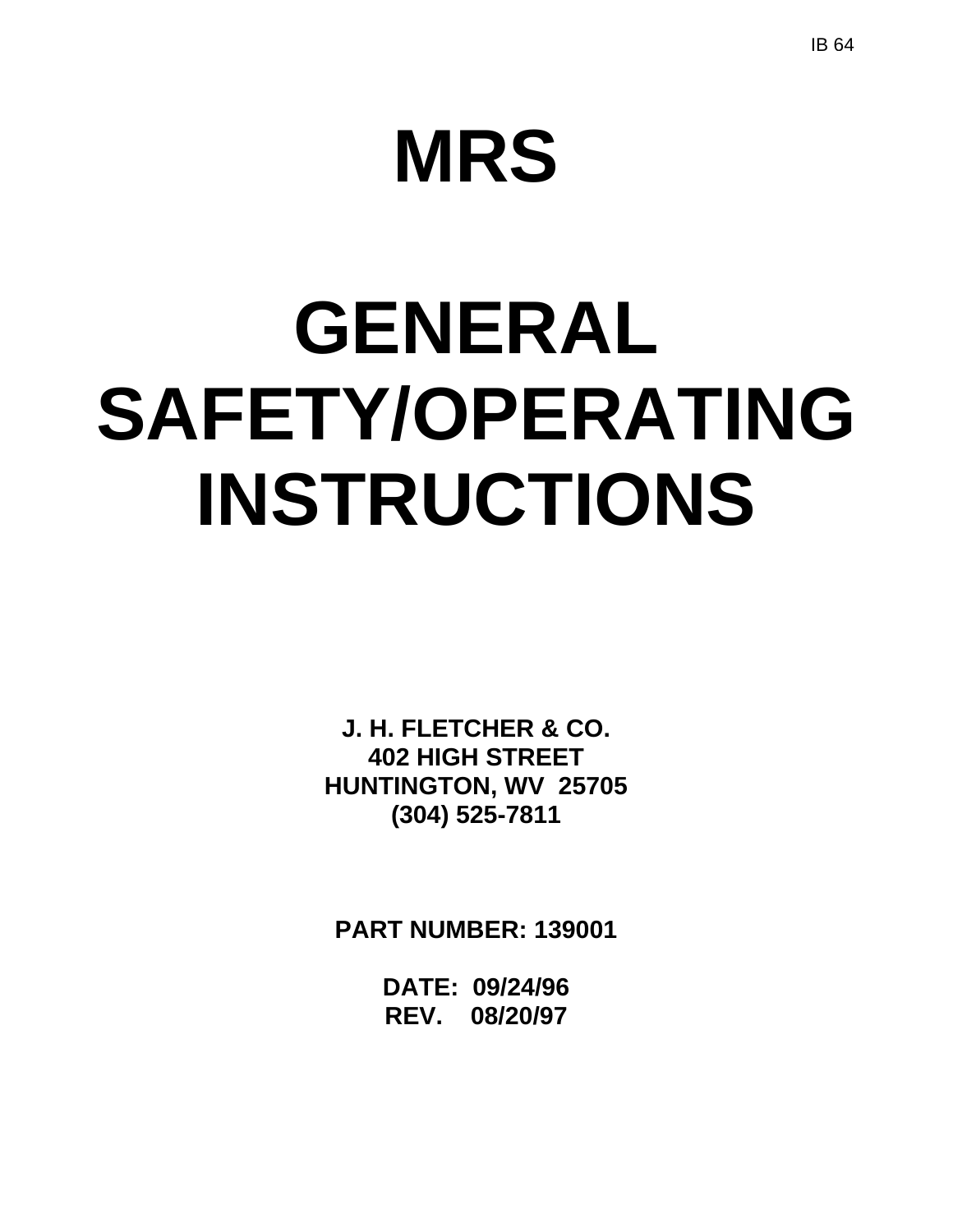IB 64

# MRS

# GENERAL SAFETY/OPERATING INSTRUCTIONS

**J. H. FLETCHER & CO.**
**402 HIGH STREET**
**HUNTINGTON, WV  25705**
**(304) 525-7811**

**PART NUMBER: 139001**

**DATE:  09/24/96**
**REV.    08/20/97**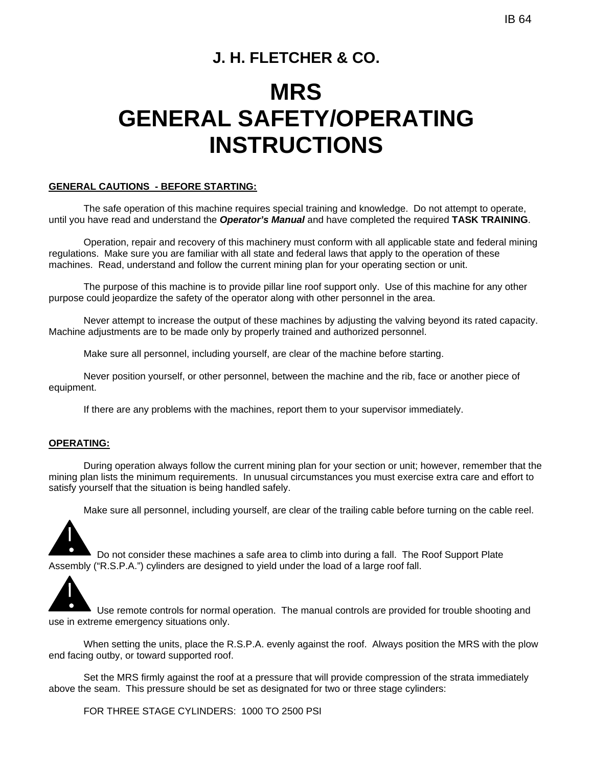IB 64

## J. H. FLETCHER & CO.

# MRS
# GENERAL SAFETY/OPERATING INSTRUCTIONS

**GENERAL CAUTIONS - BEFORE STARTING:**

The safe operation of this machine requires special training and knowledge. Do not attempt to operate, until you have read and understand the ***Operator's Manual*** and have completed the required **TASK TRAINING**.

Operation, repair and recovery of this machinery must conform with all applicable state and federal mining regulations. Make sure you are familiar with all state and federal laws that apply to the operation of these machines. Read, understand and follow the current mining plan for your operating section or unit.

The purpose of this machine is to provide pillar line roof support only. Use of this machine for any other purpose could jeopardize the safety of the operator along with other personnel in the area.

Never attempt to increase the output of these machines by adjusting the valving beyond its rated capacity. Machine adjustments are to be made only by properly trained and authorized personnel.

Make sure all personnel, including yourself, are clear of the machine before starting.

Never position yourself, or other personnel, between the machine and the rib, face or another piece of equipment.

If there are any problems with the machines, report them to your supervisor immediately.

**OPERATING:**

During operation always follow the current mining plan for your section or unit; however, remember that the mining plan lists the minimum requirements. In unusual circumstances you must exercise extra care and effort to satisfy yourself that the situation is being handled safely.

Make sure all personnel, including yourself, are clear of the trailing cable before turning on the cable reel.

⚠ Do not consider these machines a safe area to climb into during a fall. The Roof Support Plate Assembly ("R.S.P.A.") cylinders are designed to yield under the load of a large roof fall.

⚠ Use remote controls for normal operation. The manual controls are provided for trouble shooting and use in extreme emergency situations only.

When setting the units, place the R.S.P.A. evenly against the roof. Always position the MRS with the plow end facing outby, or toward supported roof.

Set the MRS firmly against the roof at a pressure that will provide compression of the strata immediately above the seam. This pressure should be set as designated for two or three stage cylinders:

FOR THREE STAGE CYLINDERS: 1000 TO 2500 PSI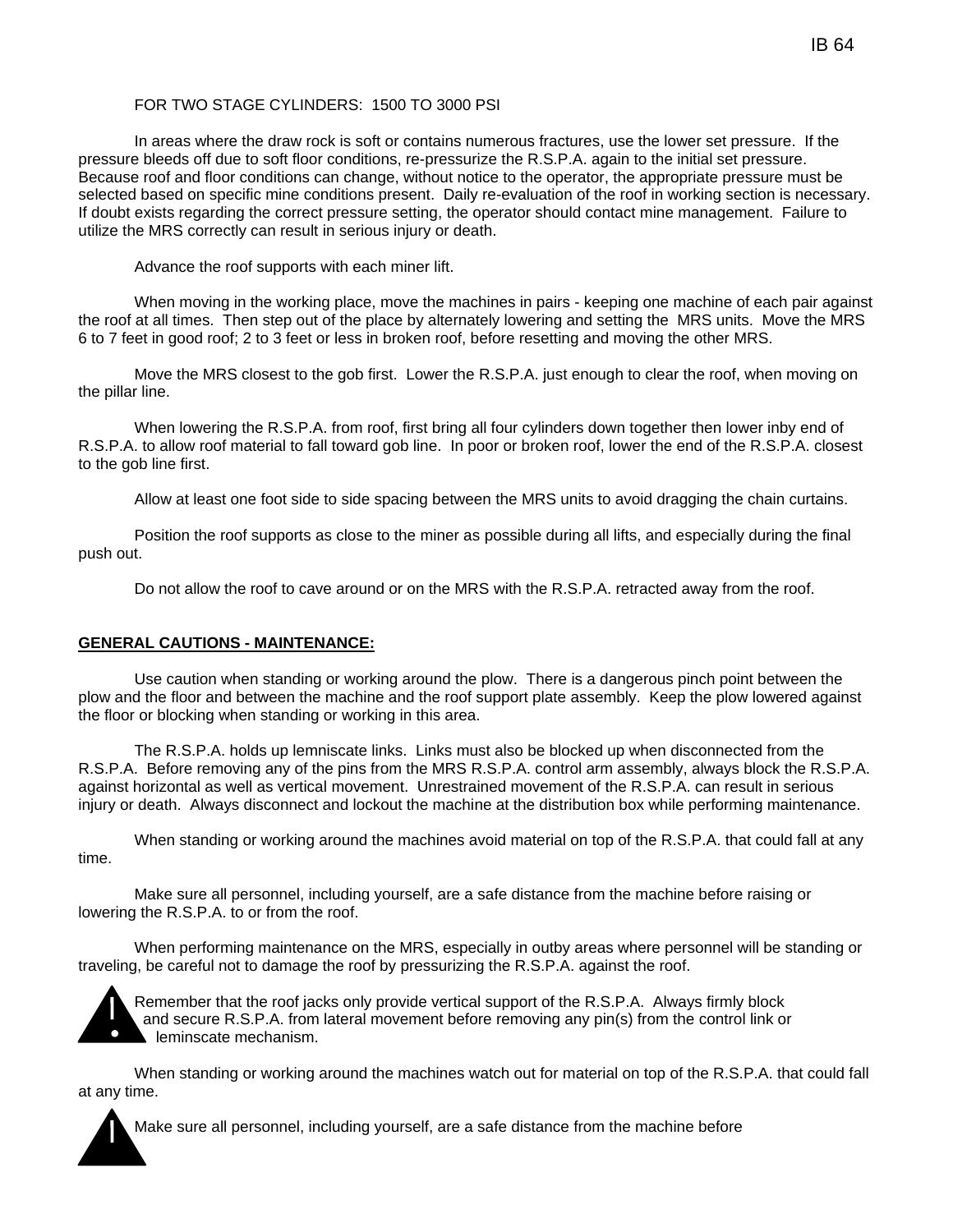FOR TWO STAGE CYLINDERS: 1500 TO 3000 PSI

In areas where the draw rock is soft or contains numerous fractures, use the lower set pressure. If the pressure bleeds off due to soft floor conditions, re-pressurize the R.S.P.A. again to the initial set pressure. Because roof and floor conditions can change, without notice to the operator, the appropriate pressure must be selected based on specific mine conditions present. Daily re-evaluation of the roof in working section is necessary. If doubt exists regarding the correct pressure setting, the operator should contact mine management. Failure to utilize the MRS correctly can result in serious injury or death.

Advance the roof supports with each miner lift.

When moving in the working place, move the machines in pairs - keeping one machine of each pair against the roof at all times. Then step out of the place by alternately lowering and setting the MRS units. Move the MRS 6 to 7 feet in good roof; 2 to 3 feet or less in broken roof, before resetting and moving the other MRS.

Move the MRS closest to the gob first. Lower the R.S.P.A. just enough to clear the roof, when moving on the pillar line.

When lowering the R.S.P.A. from roof, first bring all four cylinders down together then lower inby end of R.S.P.A. to allow roof material to fall toward gob line. In poor or broken roof, lower the end of the R.S.P.A. closest to the gob line first.

Allow at least one foot side to side spacing between the MRS units to avoid dragging the chain curtains.

Position the roof supports as close to the miner as possible during all lifts, and especially during the final push out.

Do not allow the roof to cave around or on the MRS with the R.S.P.A. retracted away from the roof.

## GENERAL CAUTIONS - MAINTENANCE:

Use caution when standing or working around the plow. There is a dangerous pinch point between the plow and the floor and between the machine and the roof support plate assembly. Keep the plow lowered against the floor or blocking when standing or working in this area.

The R.S.P.A. holds up lemniscate links. Links must also be blocked up when disconnected from the R.S.P.A. Before removing any of the pins from the MRS R.S.P.A. control arm assembly, always block the R.S.P.A. against horizontal as well as vertical movement. Unrestrained movement of the R.S.P.A. can result in serious injury or death. Always disconnect and lockout the machine at the distribution box while performing maintenance.

When standing or working around the machines avoid material on top of the R.S.P.A. that could fall at any time.

Make sure all personnel, including yourself, are a safe distance from the machine before raising or lowering the R.S.P.A. to or from the roof.

When performing maintenance on the MRS, especially in outby areas where personnel will be standing or traveling, be careful not to damage the roof by pressurizing the R.S.P.A. against the roof.

Remember that the roof jacks only provide vertical support of the R.S.P.A. Always firmly block and secure R.S.P.A. from lateral movement before removing any pin(s) from the control link or leminscate mechanism.

When standing or working around the machines watch out for material on top of the R.S.P.A. that could fall at any time.

Make sure all personnel, including yourself, are a safe distance from the machine before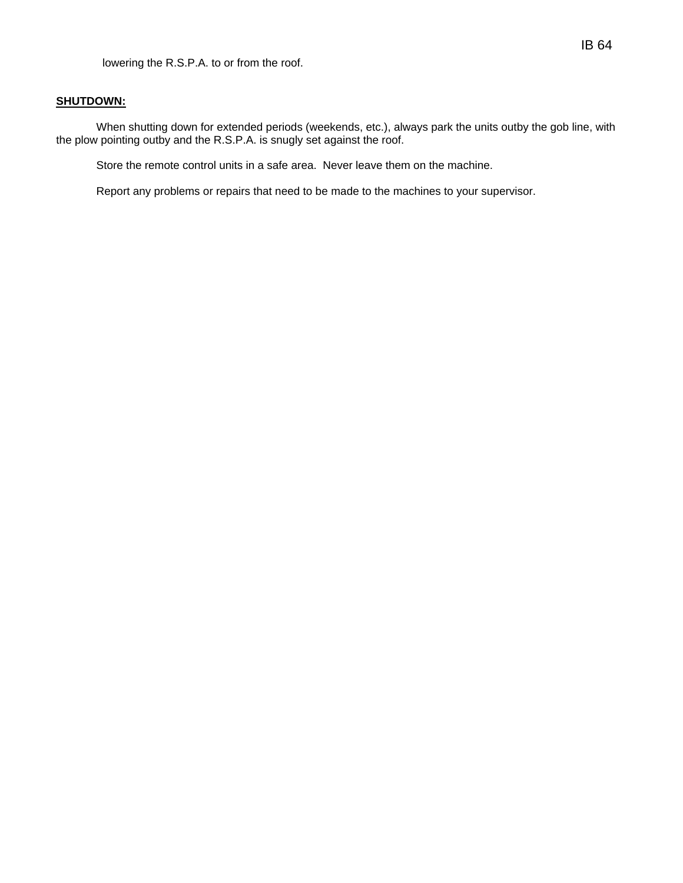lowering the R.S.P.A. to or from the roof.

**SHUTDOWN:**

When shutting down for extended periods (weekends, etc.), always park the units outby the gob line, with the plow pointing outby and the R.S.P.A. is snugly set against the roof.

Store the remote control units in a safe area.  Never leave them on the machine.

Report any problems or repairs that need to be made to the machines to your supervisor.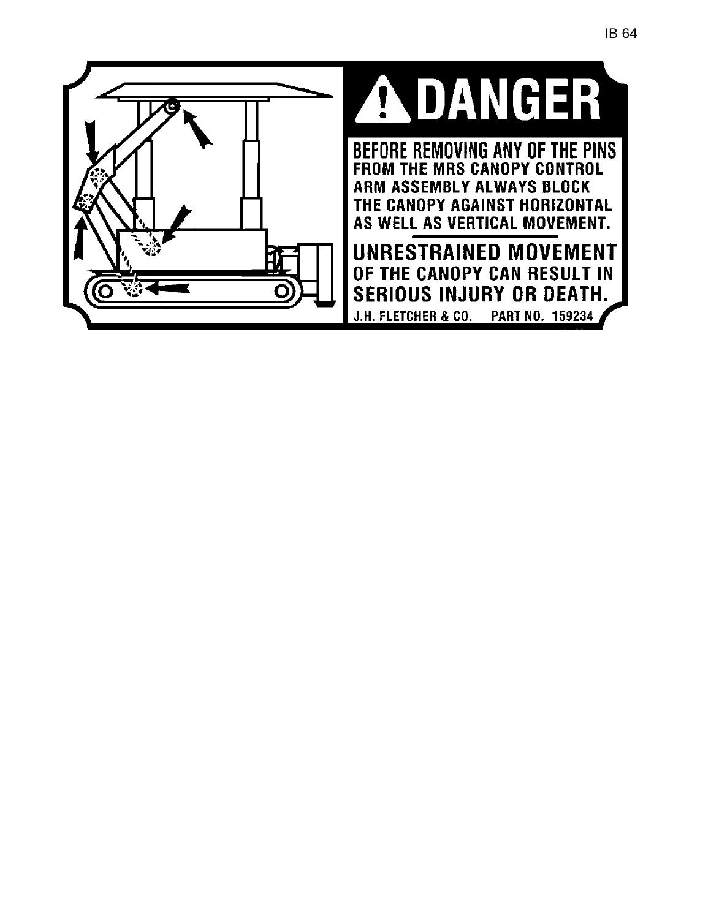IB 64

# ⚠ DANGER

**BEFORE REMOVING ANY OF THE PINS FROM THE MRS CANOPY CONTROL ARM ASSEMBLY ALWAYS BLOCK THE CANOPY AGAINST HORIZONTAL AS WELL AS VERTICAL MOVEMENT.**

---

**UNRESTRAINED MOVEMENT OF THE CANOPY CAN RESULT IN SERIOUS INJURY OR DEATH.**

J.H. FLETCHER & CO. PART NO. 159234